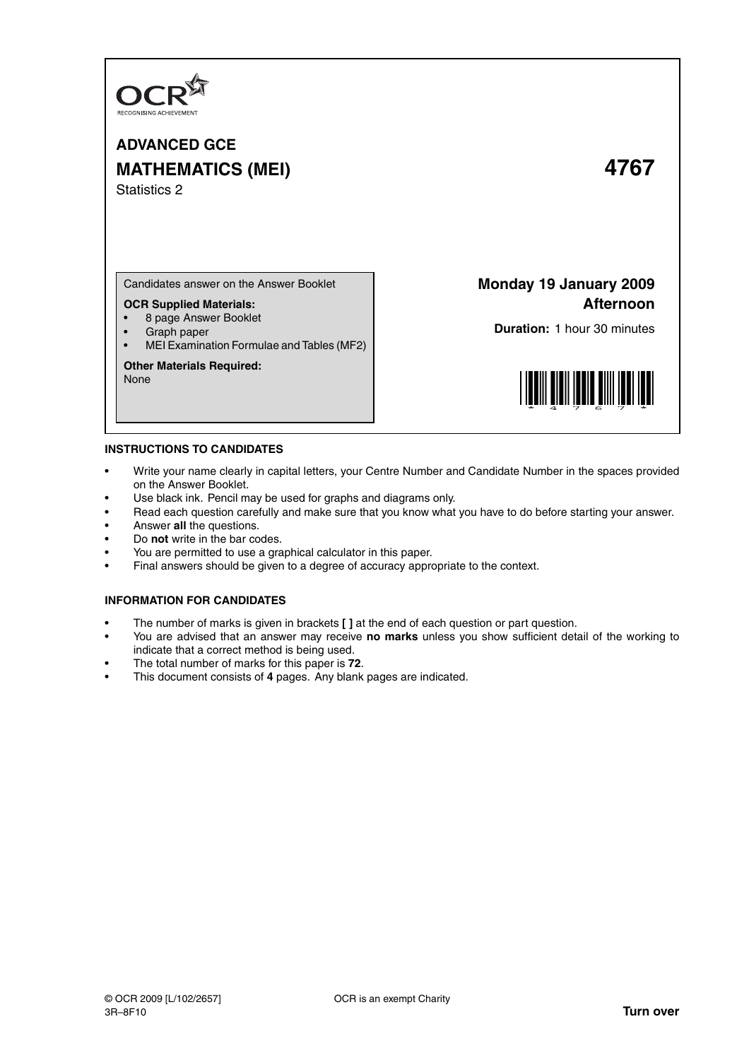OCR
RECOGNISING ACHIEVEMENT

# ADVANCED GCE
# MATHEMATICS (MEI) 4767

Statistics 2

Candidates answer on the Answer Booklet

**OCR Supplied Materials:**
- 8 page Answer Booklet
- Graph paper
- MEI Examination Formulae and Tables (MF2)

**Other Materials Required:**
None

**Monday 19 January 2009**
**Afternoon**

**Duration:** 1 hour 30 minutes

## INSTRUCTIONS TO CANDIDATES

- Write your name clearly in capital letters, your Centre Number and Candidate Number in the spaces provided on the Answer Booklet.
- Use black ink. Pencil may be used for graphs and diagrams only.
- Read each question carefully and make sure that you know what you have to do before starting your answer.
- Answer **all** the questions.
- Do **not** write in the bar codes.
- You are permitted to use a graphical calculator in this paper.
- Final answers should be given to a degree of accuracy appropriate to the context.

## INFORMATION FOR CANDIDATES

- The number of marks is given in brackets **[ ]** at the end of each question or part question.
- You are advised that an answer may receive **no marks** unless you show sufficient detail of the working to indicate that a correct method is being used.
- The total number of marks for this paper is **72**.
- This document consists of **4** pages. Any blank pages are indicated.

© OCR 2009 [L/102/2657] OCR is an exempt Charity
3R–8F10 **Turn over**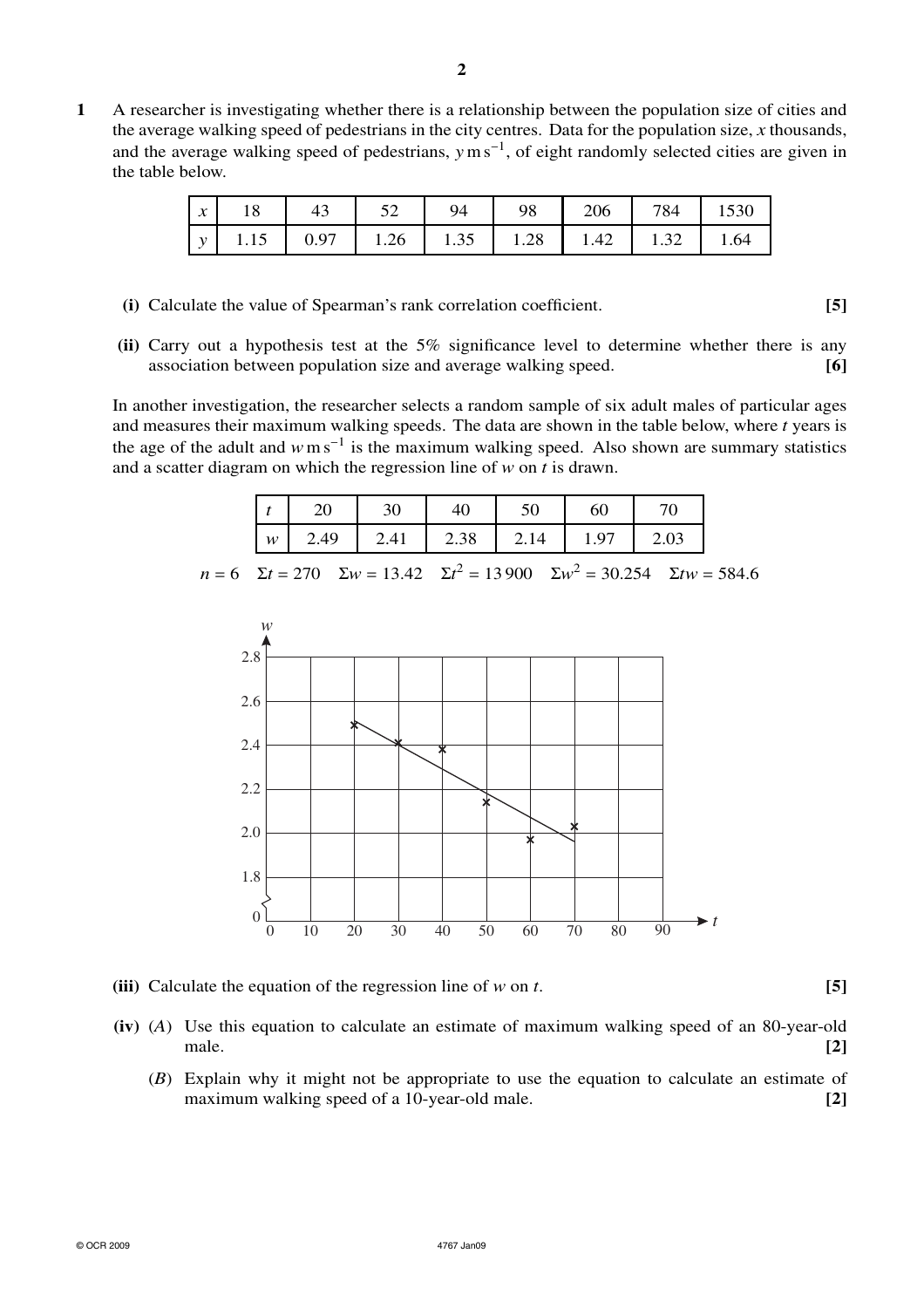**1** A researcher is investigating whether there is a relationship between the population size of cities and the average walking speed of pedestrians in the city centres. Data for the population size, $x$ thousands, and the average walking speed of pedestrians, $y\,\mathrm{m\,s^{-1}}$, of eight randomly selected cities are given in the table below.

| $x$ | 18 | 43 | 52 | 94 | 98 | 206 | 784 | 1530 |
|---|---|---|---|---|---|---|---|---|
| $y$ | 1.15 | 0.97 | 1.26 | 1.35 | 1.28 | 1.42 | 1.32 | 1.64 |

**(i)** Calculate the value of Spearman's rank correlation coefficient. **[5]**

**(ii)** Carry out a hypothesis test at the 5% significance level to determine whether there is any association between population size and average walking speed. **[6]**

In another investigation, the researcher selects a random sample of six adult males of particular ages and measures their maximum walking speeds. The data are shown in the table below, where $t$ years is the age of the adult and $w\,\mathrm{m\,s^{-1}}$ is the maximum walking speed. Also shown are summary statistics and a scatter diagram on which the regression line of $w$ on $t$ is drawn.

| $t$ | 20 | 30 | 40 | 50 | 60 | 70 |
|---|---|---|---|---|---|---|
| $w$ | 2.49 | 2.41 | 2.38 | 2.14 | 1.97 | 2.03 |

$n = 6 \quad \Sigma t = 270 \quad \Sigma w = 13.42 \quad \Sigma t^2 = 13\,900 \quad \Sigma w^2 = 30.254 \quad \Sigma tw = 584.6$

**(iii)** Calculate the equation of the regression line of $w$ on $t$. **[5]**

**(iv)** (*A*) Use this equation to calculate an estimate of maximum walking speed of an 80-year-old male. **[2]**

(*B*) Explain why it might not be appropriate to use the equation to calculate an estimate of maximum walking speed of a 10-year-old male. **[2]**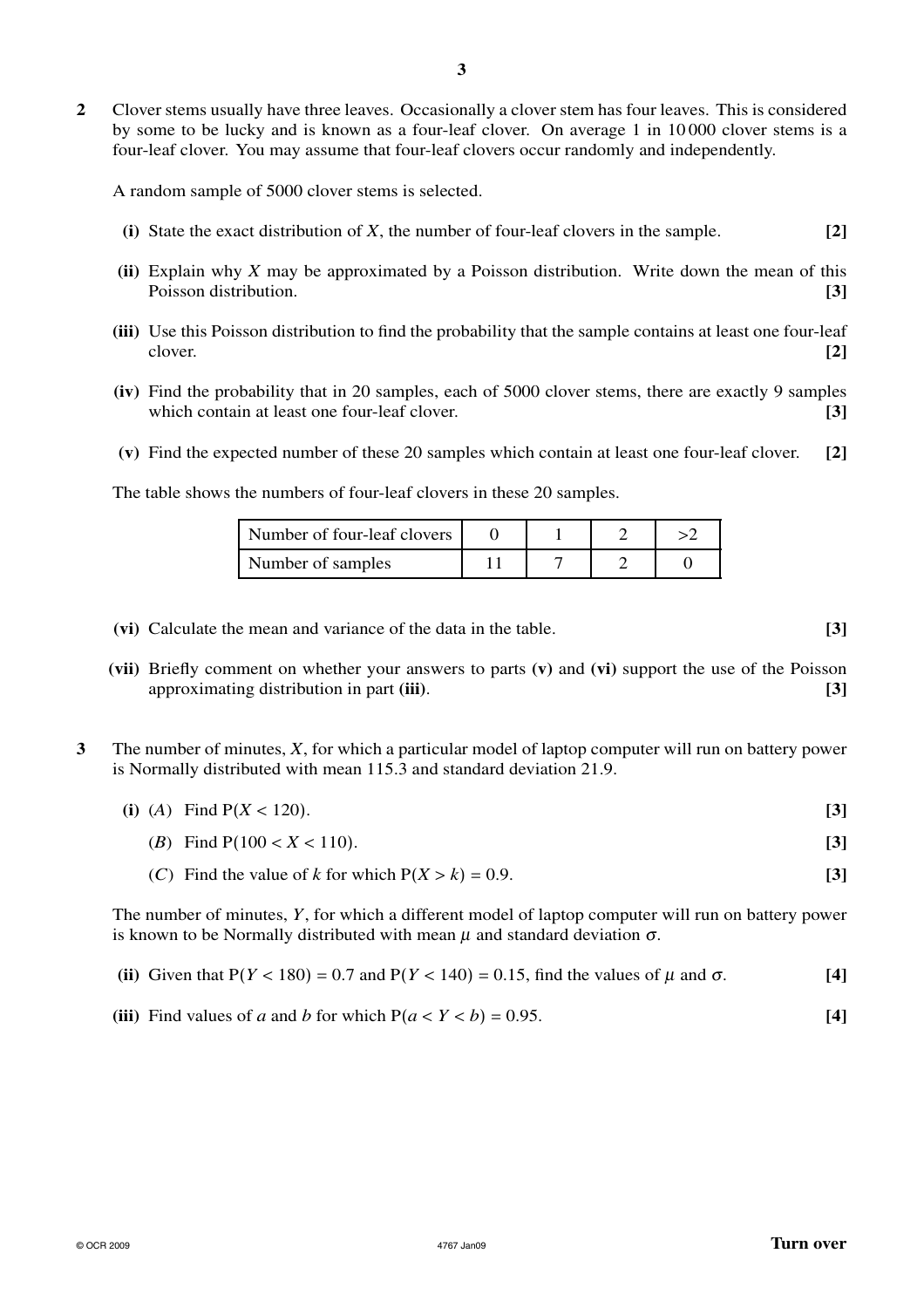**2** Clover stems usually have three leaves. Occasionally a clover stem has four leaves. This is considered by some to be lucky and is known as a four-leaf clover. On average 1 in 10 000 clover stems is a four-leaf clover. You may assume that four-leaf clovers occur randomly and independently.

A random sample of 5000 clover stems is selected.

**(i)** State the exact distribution of $X$, the number of four-leaf clovers in the sample. **[2]**

**(ii)** Explain why $X$ may be approximated by a Poisson distribution. Write down the mean of this Poisson distribution. **[3]**

**(iii)** Use this Poisson distribution to find the probability that the sample contains at least one four-leaf clover. **[2]**

**(iv)** Find the probability that in 20 samples, each of 5000 clover stems, there are exactly 9 samples which contain at least one four-leaf clover. **[3]**

**(v)** Find the expected number of these 20 samples which contain at least one four-leaf clover. **[2]**

The table shows the numbers of four-leaf clovers in these 20 samples.

| Number of four-leaf clovers | 0 | 1 | 2 | >2 |
|---|---|---|---|---|
| Number of samples | 11 | 7 | 2 | 0 |

**(vi)** Calculate the mean and variance of the data in the table. **[3]**

**(vii)** Briefly comment on whether your answers to parts **(v)** and **(vi)** support the use of the Poisson approximating distribution in part **(iii)**. **[3]**

**3** The number of minutes, $X$, for which a particular model of laptop computer will run on battery power is Normally distributed with mean 115.3 and standard deviation 21.9.

**(i)** ($A$) Find $\mathrm{P}(X < 120)$. **[3]**

($B$) Find $\mathrm{P}(100 < X < 110)$. **[3]**

($C$) Find the value of $k$ for which $\mathrm{P}(X > k) = 0.9$. **[3]**

The number of minutes, $Y$, for which a different model of laptop computer will run on battery power is known to be Normally distributed with mean $\mu$ and standard deviation $\sigma$.

**(ii)** Given that $\mathrm{P}(Y < 180) = 0.7$ and $\mathrm{P}(Y < 140) = 0.15$, find the values of $\mu$ and $\sigma$. **[4]**

**(iii)** Find values of $a$ and $b$ for which $\mathrm{P}(a < Y < b) = 0.95$. **[4]**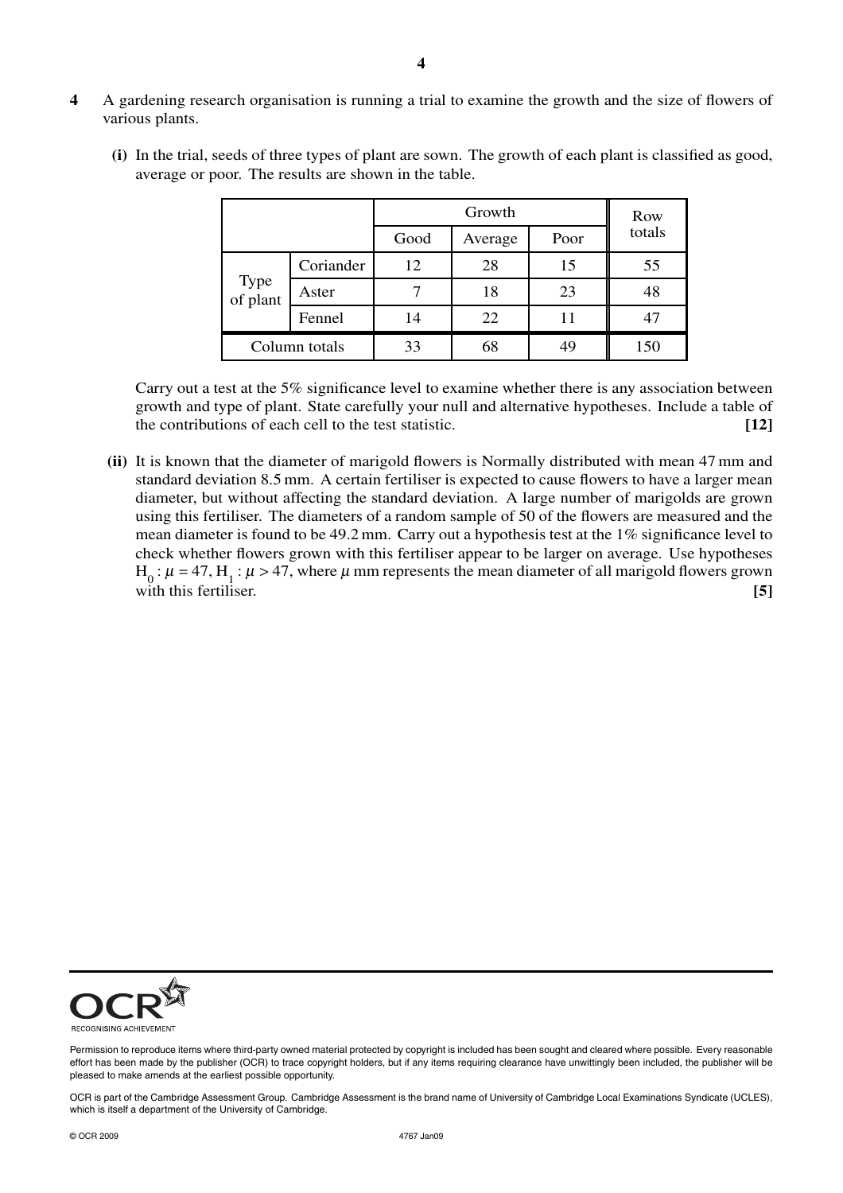**4** A gardening research organisation is running a trial to examine the growth and the size of flowers of various plants.

**(i)** In the trial, seeds of three types of plant are sown. The growth of each plant is classified as good, average or poor. The results are shown in the table.

| | | Growth | | | Row totals |
|---|---|---|---|---|---|
| | | Good | Average | Poor | |
| Type of plant | Coriander | 12 | 28 | 15 | 55 |
| | Aster | 7 | 18 | 23 | 48 |
| | Fennel | 14 | 22 | 11 | 47 |
| Column totals | | 33 | 68 | 49 | 150 |

Carry out a test at the 5% significance level to examine whether there is any association between growth and type of plant. State carefully your null and alternative hypotheses. Include a table of the contributions of each cell to the test statistic. **[12]**

**(ii)** It is known that the diameter of marigold flowers is Normally distributed with mean 47 mm and standard deviation 8.5 mm. A certain fertiliser is expected to cause flowers to have a larger mean diameter, but without affecting the standard deviation. A large number of marigolds are grown using this fertiliser. The diameters of a random sample of 50 of the flowers are measured and the mean diameter is found to be 49.2 mm. Carry out a hypothesis test at the 1% significance level to check whether flowers grown with this fertiliser appear to be larger on average. Use hypotheses $H_0 : \mu = 47$, $H_1 : \mu > 47$, where $\mu$ mm represents the mean diameter of all marigold flowers grown with this fertiliser. **[5]**

Permission to reproduce items where third-party owned material protected by copyright is included has been sought and cleared where possible. Every reasonable effort has been made by the publisher (OCR) to trace copyright holders, but if any items requiring clearance have unwittingly been included, the publisher will be pleased to make amends at the earliest possible opportunity.

OCR is part of the Cambridge Assessment Group. Cambridge Assessment is the brand name of University of Cambridge Local Examinations Syndicate (UCLES), which is itself a department of the University of Cambridge.